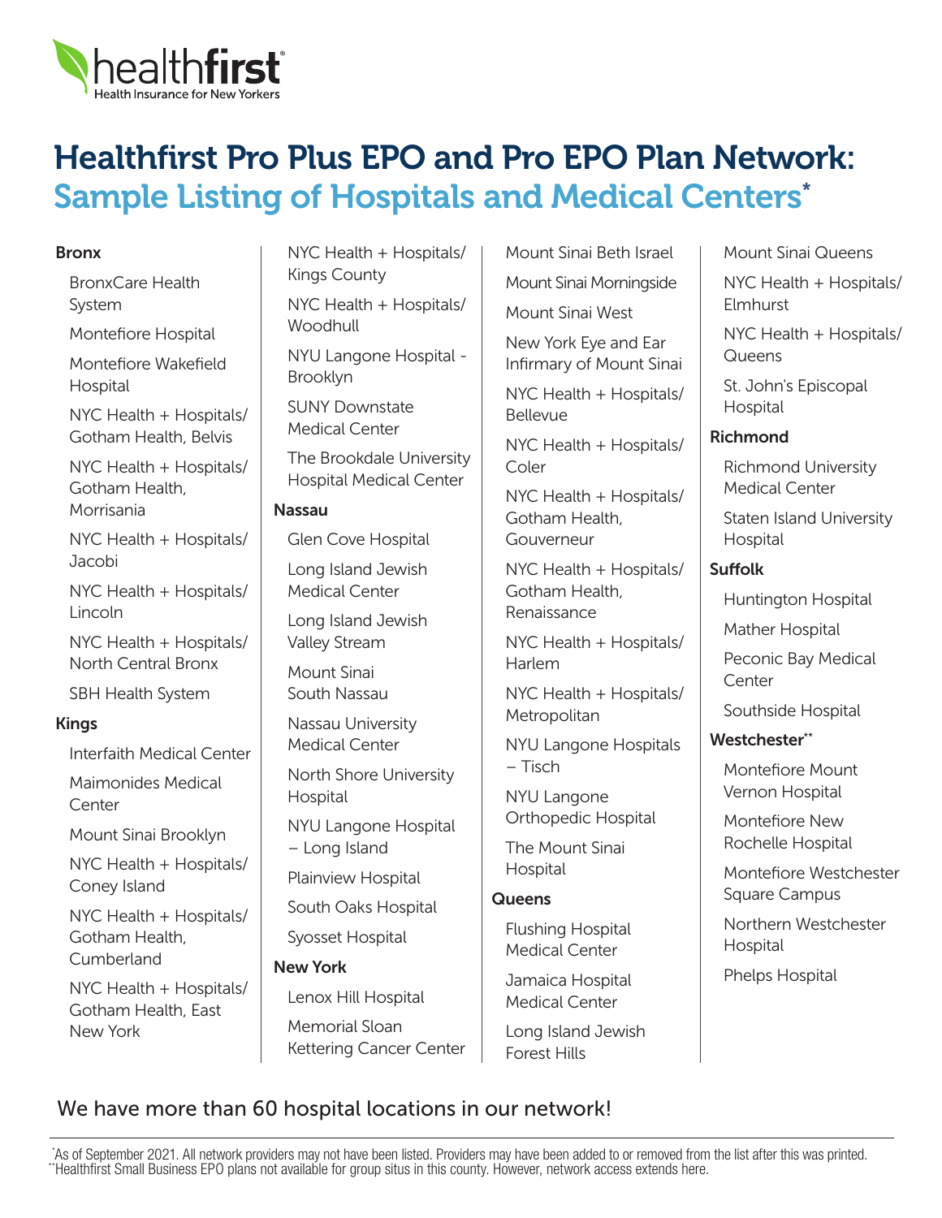healthfirst
Health Insurance for New Yorkers

# Healthfirst Pro Plus EPO and Pro EPO Plan Network: Sample Listing of Hospitals and Medical Centers*

### Bronx

- BronxCare Health System
- Montefiore Hospital
- Montefiore Wakefield Hospital
- NYC Health + Hospitals/ Gotham Health, Belvis
- NYC Health + Hospitals/ Gotham Health, Morrisania
- NYC Health + Hospitals/ Jacobi
- NYC Health + Hospitals/ Lincoln
- NYC Health + Hospitals/ North Central Bronx
- SBH Health System

### Kings

- Interfaith Medical Center
- Maimonides Medical Center
- Mount Sinai Brooklyn
- NYC Health + Hospitals/ Coney Island
- NYC Health + Hospitals/ Gotham Health, Cumberland
- NYC Health + Hospitals/ Gotham Health, East New York
- NYC Health + Hospitals/ Kings County
- NYC Health + Hospitals/ Woodhull
- NYU Langone Hospital - Brooklyn
- SUNY Downstate Medical Center
- The Brookdale University Hospital Medical Center

### Nassau

- Glen Cove Hospital
- Long Island Jewish Medical Center
- Long Island Jewish Valley Stream
- Mount Sinai South Nassau
- Nassau University Medical Center
- North Shore University Hospital
- NYU Langone Hospital – Long Island
- Plainview Hospital
- South Oaks Hospital
- Syosset Hospital

### New York

- Lenox Hill Hospital
- Memorial Sloan Kettering Cancer Center
- Mount Sinai Beth Israel
- Mount Sinai Morningside
- Mount Sinai West
- New York Eye and Ear Infirmary of Mount Sinai
- NYC Health + Hospitals/ Bellevue
- NYC Health + Hospitals/ Coler
- NYC Health + Hospitals/ Gotham Health, Gouverneur
- NYC Health + Hospitals/ Gotham Health, Renaissance
- NYC Health + Hospitals/ Harlem
- NYC Health + Hospitals/ Metropolitan
- NYU Langone Hospitals – Tisch
- NYU Langone Orthopedic Hospital
- The Mount Sinai Hospital

### Queens

- Flushing Hospital Medical Center
- Jamaica Hospital Medical Center
- Long Island Jewish Forest Hills
- Mount Sinai Queens
- NYC Health + Hospitals/ Elmhurst
- NYC Health + Hospitals/ Queens
- St. John's Episcopal Hospital

### Richmond

- Richmond University Medical Center
- Staten Island University Hospital

### Suffolk

- Huntington Hospital
- Mather Hospital
- Peconic Bay Medical Center
- Southside Hospital

### Westchester**

- Montefiore Mount Vernon Hospital
- Montefiore New Rochelle Hospital
- Montefiore Westchester Square Campus
- Northern Westchester Hospital
- Phelps Hospital

We have more than 60 hospital locations in our network!

*As of September 2021. All network providers may not have been listed. Providers may have been added to or removed from the list after this was printed.
**Healthfirst Small Business EPO plans not available for group situs in this county. However, network access extends here.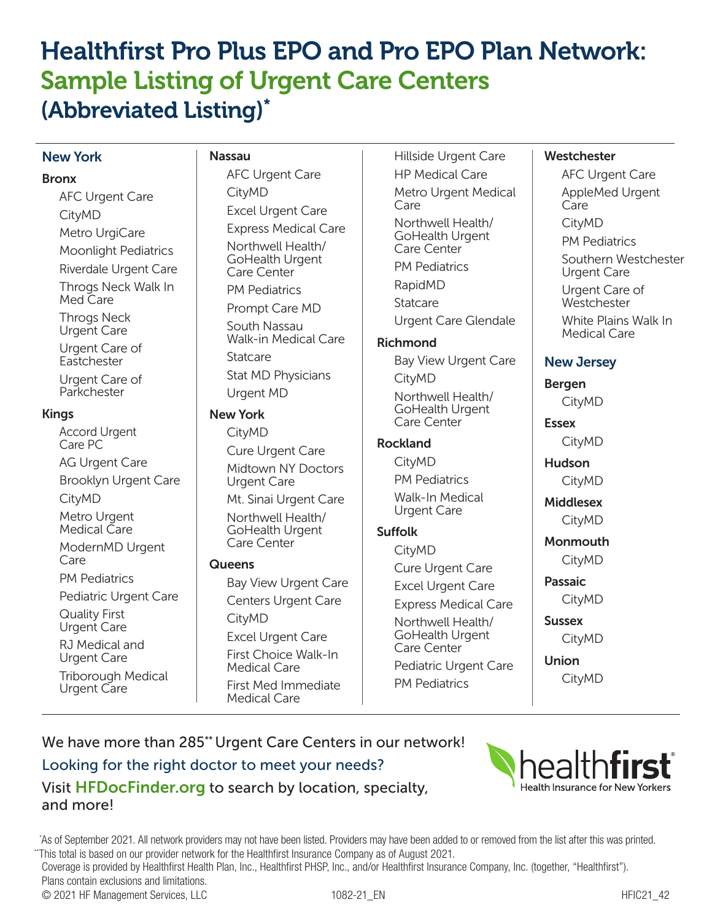# Healthfirst Pro Plus EPO and Pro EPO Plan Network:
## Sample Listing of Urgent Care Centers
## (Abbreviated Listing)*

## New York

### Bronx

- AFC Urgent Care
- CityMD
- Metro UrgiCare
- Moonlight Pediatrics
- Riverdale Urgent Care
- Throgs Neck Walk In Med Care
- Throgs Neck Urgent Care
- Urgent Care of Eastchester
- Urgent Care of Parkchester

### Kings

- Accord Urgent Care PC
- AG Urgent Care
- Brooklyn Urgent Care
- CityMD
- Metro Urgent Medical Care
- ModernMD Urgent Care
- PM Pediatrics
- Pediatric Urgent Care
- Quality First Urgent Care
- RJ Medical and Urgent Care
- Triborough Medical Urgent Care

### Nassau

- AFC Urgent Care
- CityMD
- Excel Urgent Care
- Express Medical Care
- Northwell Health/ GoHealth Urgent Care Center
- PM Pediatrics
- Prompt Care MD
- South Nassau Walk-in Medical Care
- Statcare
- Stat MD Physicians
- Urgent MD

### New York

- CityMD
- Cure Urgent Care
- Midtown NY Doctors Urgent Care
- Mt. Sinai Urgent Care
- Northwell Health/ GoHealth Urgent Care Center

### Queens

- Bay View Urgent Care
- Centers Urgent Care
- CityMD
- Excel Urgent Care
- First Choice Walk-In Medical Care
- First Med Immediate Medical Care
- Hillside Urgent Care
- HP Medical Care
- Metro Urgent Medical Care
- Northwell Health/ GoHealth Urgent Care Center
- PM Pediatrics
- RapidMD
- Statcare
- Urgent Care Glendale

### Richmond

- Bay View Urgent Care
- CityMD
- Northwell Health/ GoHealth Urgent Care Center

### Rockland

- CityMD
- PM Pediatrics
- Walk-In Medical Urgent Care

### Suffolk

- CityMD
- Cure Urgent Care
- Excel Urgent Care
- Express Medical Care
- Northwell Health/ GoHealth Urgent Care Center
- Pediatric Urgent Care
- PM Pediatrics

### Westchester

- AFC Urgent Care
- AppleMed Urgent Care
- CityMD
- PM Pediatrics
- Southern Westchester Urgent Care
- Urgent Care of Westchester
- White Plains Walk In Medical Care

## New Jersey

### Bergen

- CityMD

### Essex

- CityMD

### Hudson

- CityMD

### Middlesex

- CityMD

### Monmouth

- CityMD

### Passaic

- CityMD

### Sussex

- CityMD

### Union

- CityMD

---

We have more than 285** Urgent Care Centers in our network!

Looking for the right doctor to meet your needs?

Visit **HFDocFinder.org** to search by location, specialty, and more!

healthfirst
Health Insurance for New Yorkers

*As of September 2021. All network providers may not have been listed. Providers may have been added to or removed from the list after this was printed.
**This total is based on our provider network for the Healthfirst Insurance Company as of August 2021.
Coverage is provided by Healthfirst Health Plan, Inc., Healthfirst PHSP, Inc., and/or Healthfirst Insurance Company, Inc. (together, "Healthfirst").
Plans contain exclusions and limitations.

© 2021 HF Management Services, LLC    1082-21_EN    HFIC21_42